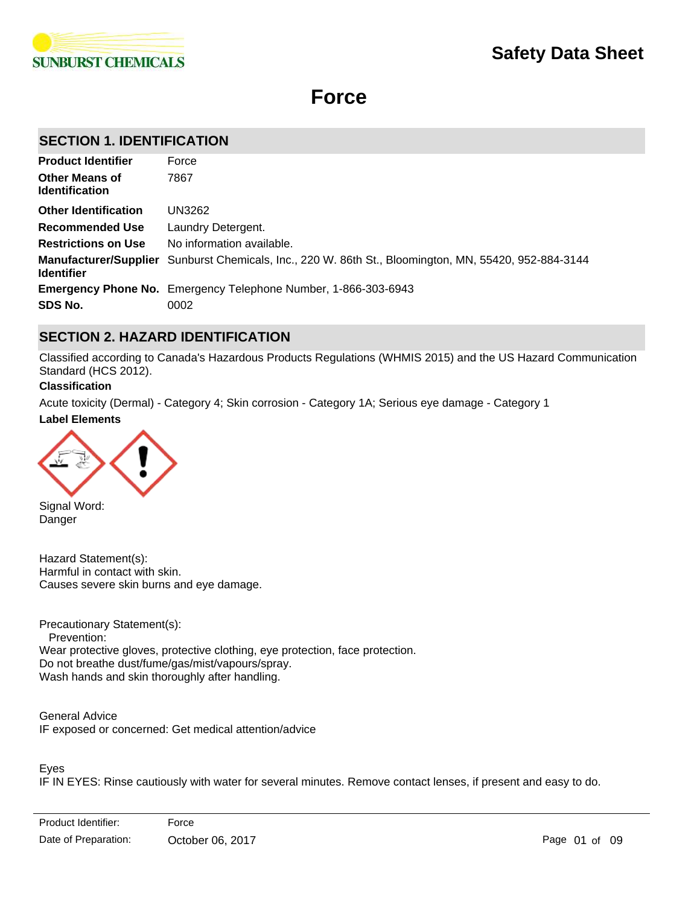SUNBURST CHEMICALS

# Safety Data Sheet

# Force

## SECTION 1. IDENTIFICATION

| | |
|---|---|
| **Product Identifier** | Force |
| **Other Means of Identification** | 7867 |
| **Other Identification** | UN3262 |
| **Recommended Use** | Laundry Detergent. |
| **Restrictions on Use** | No information available. |
| **Manufacturer/Supplier Identifier** | Sunburst Chemicals, Inc., 220 W. 86th St., Bloomington, MN, 55420, 952-884-3144 |
| **Emergency Phone No.** | Emergency Telephone Number, 1-866-303-6943 |
| **SDS No.** | 0002 |

## SECTION 2. HAZARD IDENTIFICATION

Classified according to Canada's Hazardous Products Regulations (WHMIS 2015) and the US Hazard Communication Standard (HCS 2012).

**Classification**

Acute toxicity (Dermal) - Category 4; Skin corrosion - Category 1A; Serious eye damage - Category 1

**Label Elements**

Signal Word:
Danger

Hazard Statement(s):
Harmful in contact with skin.
Causes severe skin burns and eye damage.

Precautionary Statement(s):
Prevention:
Wear protective gloves, protective clothing, eye protection, face protection.
Do not breathe dust/fume/gas/mist/vapours/spray.
Wash hands and skin thoroughly after handling.

General Advice
IF exposed or concerned: Get medical attention/advice

Eyes
IF IN EYES: Rinse cautiously with water for several minutes. Remove contact lenses, if present and easy to do.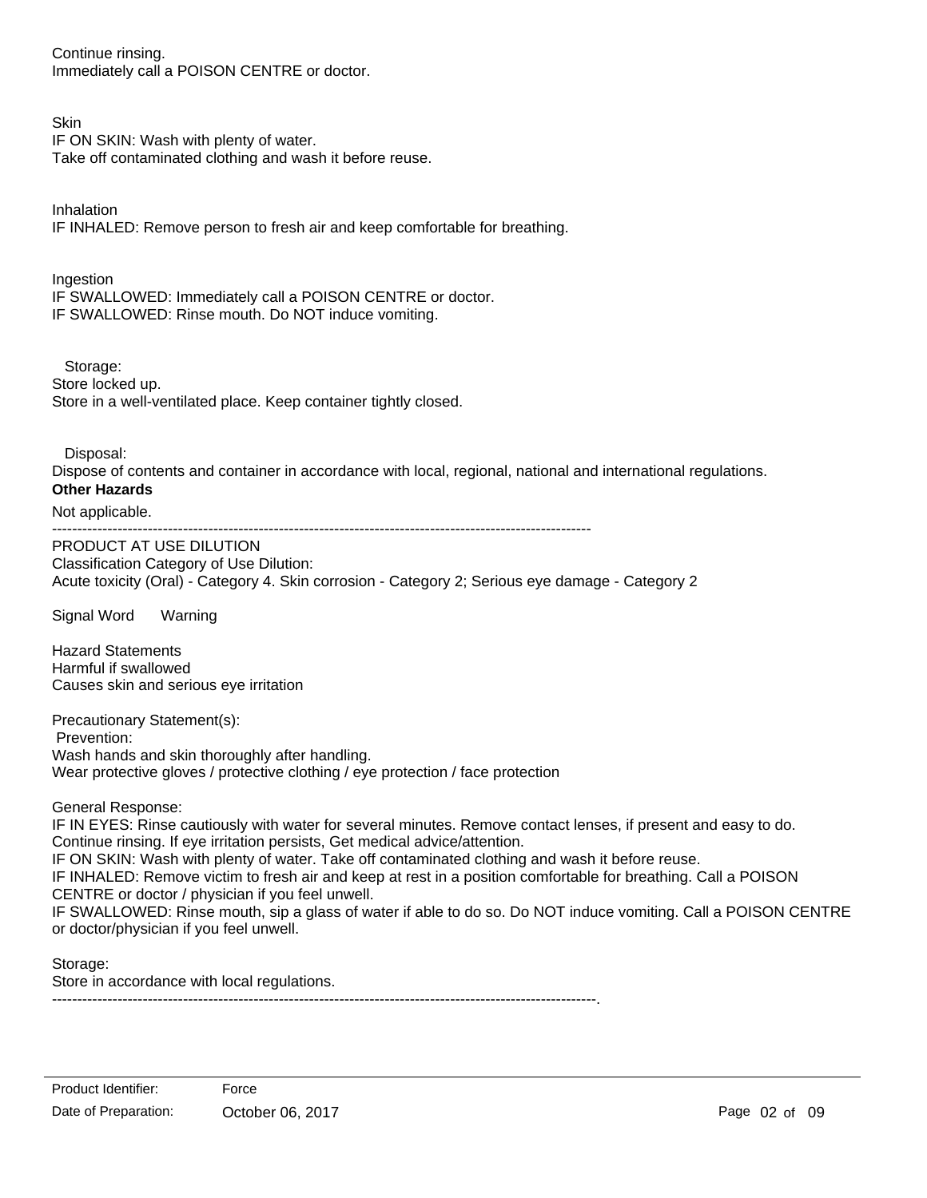Continue rinsing.
Immediately call a POISON CENTRE or doctor.

Skin
IF ON SKIN: Wash with plenty of water.
Take off contaminated clothing and wash it before reuse.

Inhalation
IF INHALED: Remove person to fresh air and keep comfortable for breathing.

Ingestion
IF SWALLOWED: Immediately call a POISON CENTRE or doctor.
IF SWALLOWED: Rinse mouth. Do NOT induce vomiting.

Storage:
Store locked up.
Store in a well-ventilated place. Keep container tightly closed.

Disposal:
Dispose of contents and container in accordance with local, regional, national and international regulations.

**Other Hazards**

Not applicable.

---

PRODUCT AT USE DILUTION
Classification Category of Use Dilution:
Acute toxicity (Oral) - Category 4. Skin corrosion - Category 2; Serious eye damage - Category 2

Signal Word Warning

Hazard Statements
Harmful if swallowed
Causes skin and serious eye irritation

Precautionary Statement(s):
Prevention:
Wash hands and skin thoroughly after handling.
Wear protective gloves / protective clothing / eye protection / face protection

General Response:
IF IN EYES: Rinse cautiously with water for several minutes. Remove contact lenses, if present and easy to do. Continue rinsing. If eye irritation persists, Get medical advice/attention.
IF ON SKIN: Wash with plenty of water. Take off contaminated clothing and wash it before reuse.
IF INHALED: Remove victim to fresh air and keep at rest in a position comfortable for breathing. Call a POISON CENTRE or doctor / physician if you feel unwell.
IF SWALLOWED: Rinse mouth, sip a glass of water if able to do so. Do NOT induce vomiting. Call a POISON CENTRE or doctor/physician if you feel unwell.

Storage:
Store in accordance with local regulations.

---

Product Identifier: Force
Date of Preparation: October 06, 2017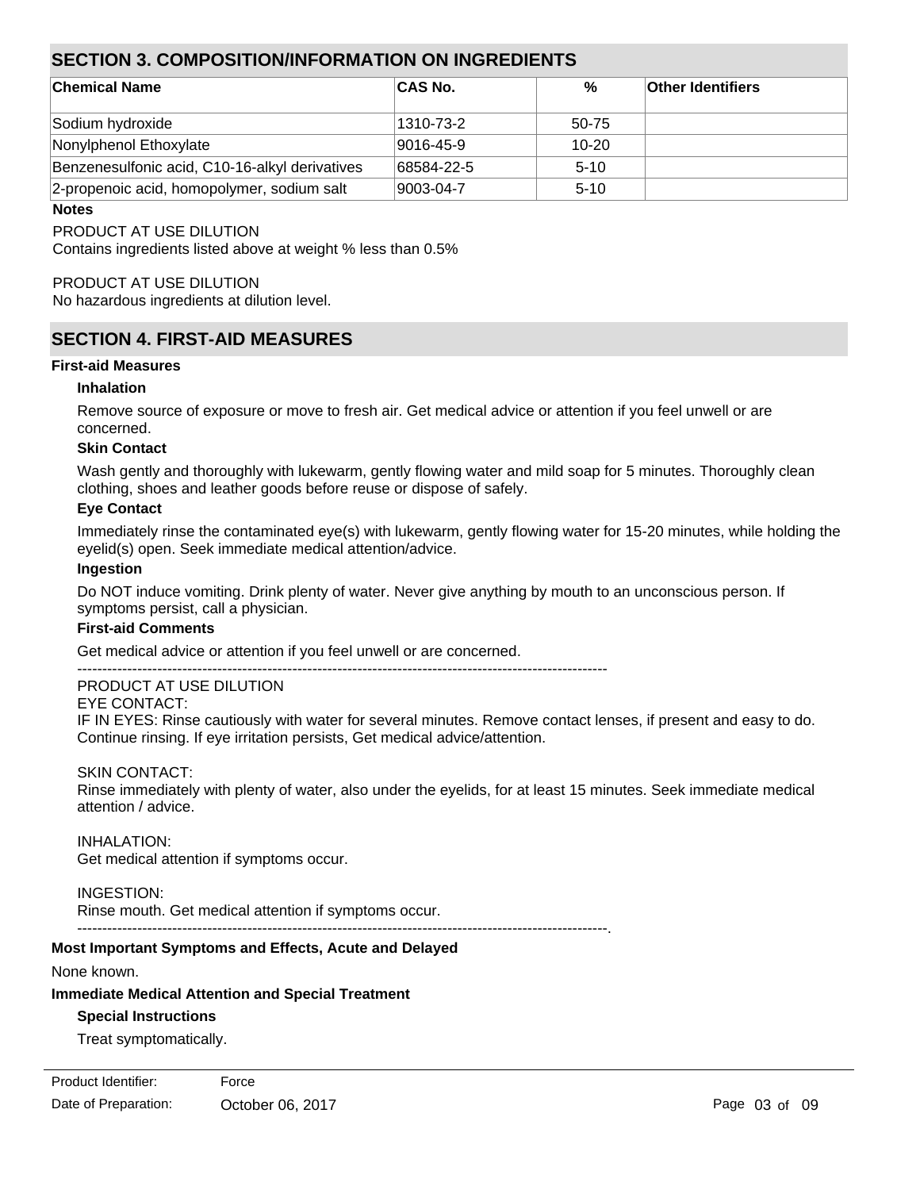## SECTION 3. COMPOSITION/INFORMATION ON INGREDIENTS

| Chemical Name | CAS No. | % | Other Identifiers |
|---|---|---|---|
| Sodium hydroxide | 1310-73-2 | 50-75 | |
| Nonylphenol Ethoxylate | 9016-45-9 | 10-20 | |
| Benzenesulfonic acid, C10-16-alkyl derivatives | 68584-22-5 | 5-10 | |
| 2-propenoic acid, homopolymer, sodium salt | 9003-04-7 | 5-10 | |

**Notes**

PRODUCT AT USE DILUTION
Contains ingredients listed above at weight % less than 0.5%

PRODUCT AT USE DILUTION
No hazardous ingredients at dilution level.

## SECTION 4. FIRST-AID MEASURES

**First-aid Measures**

**Inhalation**

Remove source of exposure or move to fresh air. Get medical advice or attention if you feel unwell or are concerned.

**Skin Contact**

Wash gently and thoroughly with lukewarm, gently flowing water and mild soap for 5 minutes. Thoroughly clean clothing, shoes and leather goods before reuse or dispose of safely.

**Eye Contact**

Immediately rinse the contaminated eye(s) with lukewarm, gently flowing water for 15-20 minutes, while holding the eyelid(s) open. Seek immediate medical attention/advice.

**Ingestion**

Do NOT induce vomiting. Drink plenty of water. Never give anything by mouth to an unconscious person. If symptoms persist, call a physician.

**First-aid Comments**

Get medical advice or attention if you feel unwell or are concerned.

----------------------------------------------------------------------------------------------------------

PRODUCT AT USE DILUTION
EYE CONTACT:
IF IN EYES: Rinse cautiously with water for several minutes. Remove contact lenses, if present and easy to do. Continue rinsing. If eye irritation persists, Get medical advice/attention.

SKIN CONTACT:
Rinse immediately with plenty of water, also under the eyelids, for at least 15 minutes. Seek immediate medical attention / advice.

INHALATION:
Get medical attention if symptoms occur.

INGESTION:
Rinse mouth. Get medical attention if symptoms occur.

----------------------------------------------------------------------------------------------------------.

**Most Important Symptoms and Effects, Acute and Delayed**

None known.

**Immediate Medical Attention and Special Treatment**

**Special Instructions**

Treat symptomatically.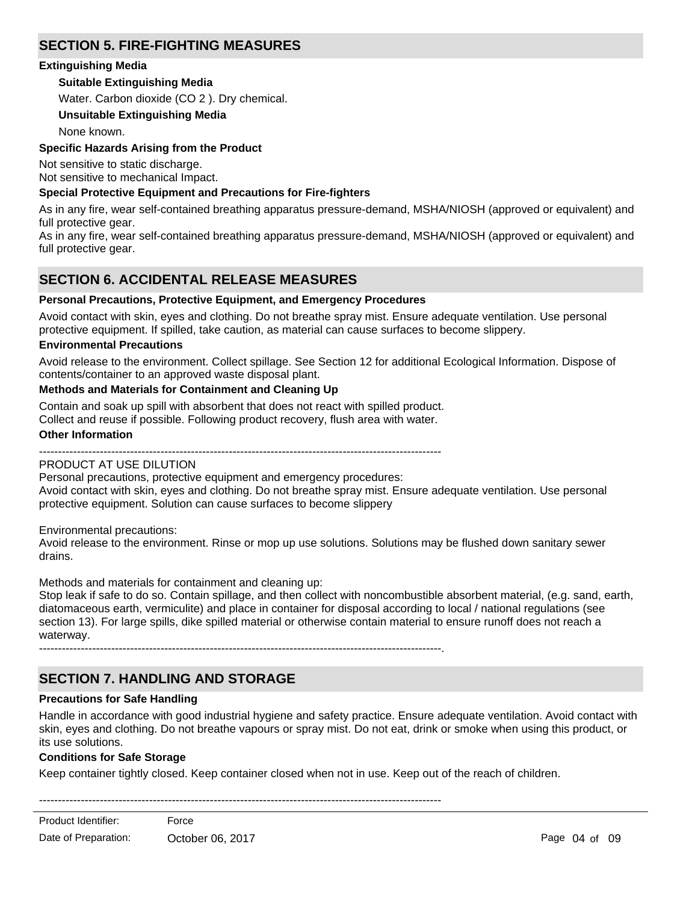## SECTION 5. FIRE-FIGHTING MEASURES

### Extinguishing Media

**Suitable Extinguishing Media**

Water. Carbon dioxide ($CO_2$). Dry chemical.

**Unsuitable Extinguishing Media**

None known.

### Specific Hazards Arising from the Product

Not sensitive to static discharge.
Not sensitive to mechanical Impact.

### Special Protective Equipment and Precautions for Fire-fighters

As in any fire, wear self-contained breathing apparatus pressure-demand, MSHA/NIOSH (approved or equivalent) and full protective gear.
As in any fire, wear self-contained breathing apparatus pressure-demand, MSHA/NIOSH (approved or equivalent) and full protective gear.

## SECTION 6. ACCIDENTAL RELEASE MEASURES

### Personal Precautions, Protective Equipment, and Emergency Procedures

Avoid contact with skin, eyes and clothing. Do not breathe spray mist. Ensure adequate ventilation. Use personal protective equipment. If spilled, take caution, as material can cause surfaces to become slippery.

### Environmental Precautions

Avoid release to the environment. Collect spillage. See Section 12 for additional Ecological Information. Dispose of contents/container to an approved waste disposal plant.

### Methods and Materials for Containment and Cleaning Up

Contain and soak up spill with absorbent that does not react with spilled product.
Collect and reuse if possible. Following product recovery, flush area with water.

### Other Information

----------------------------------------------------------------------------------------------------------
PRODUCT AT USE DILUTION
Personal precautions, protective equipment and emergency procedures:
Avoid contact with skin, eyes and clothing. Do not breathe spray mist. Ensure adequate ventilation. Use personal protective equipment. Solution can cause surfaces to become slippery

Environmental precautions:
Avoid release to the environment. Rinse or mop up use solutions. Solutions may be flushed down sanitary sewer drains.

Methods and materials for containment and cleaning up:
Stop leak if safe to do so. Contain spillage, and then collect with noncombustible absorbent material, (e.g. sand, earth, diatomaceous earth, vermiculite) and place in container for disposal according to local / national regulations (see section 13). For large spills, dike spilled material or otherwise contain material to ensure runoff does not reach a waterway.
----------------------------------------------------------------------------------------------------------.

## SECTION 7. HANDLING AND STORAGE

### Precautions for Safe Handling

Handle in accordance with good industrial hygiene and safety practice. Ensure adequate ventilation. Avoid contact with skin, eyes and clothing. Do not breathe vapours or spray mist. Do not eat, drink or smoke when using this product, or its use solutions.

### Conditions for Safe Storage

Keep container tightly closed. Keep container closed when not in use. Keep out of the reach of children.

----------------------------------------------------------------------------------------------------------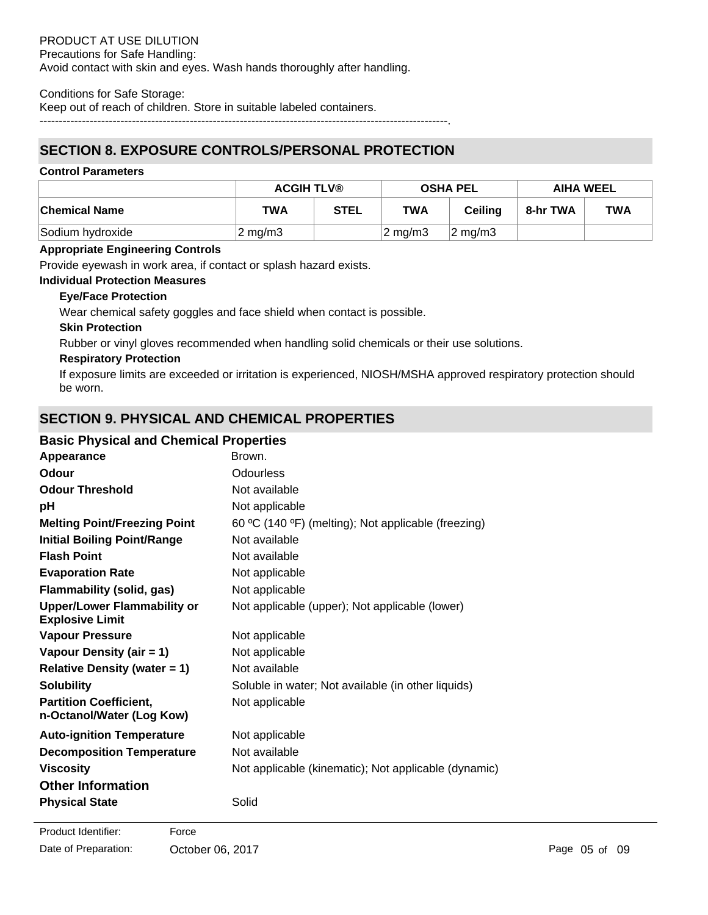PRODUCT AT USE DILUTION
Precautions for Safe Handling:
Avoid contact with skin and eyes. Wash hands thoroughly after handling.

Conditions for Safe Storage:
Keep out of reach of children. Store in suitable labeled containers.
--------------------------------------------------------------------------------------------------------.

## SECTION 8. EXPOSURE CONTROLS/PERSONAL PROTECTION

**Control Parameters**

| | ACGIH TLV® | | OSHA PEL | | AIHA WEEL | |
|---|---|---|---|---|---|---|
| **Chemical Name** | **TWA** | **STEL** | **TWA** | **Ceiling** | **8-hr TWA** | **TWA** |
| Sodium hydroxide | 2 mg/m3 | | 2 mg/m3 | 2 mg/m3 | | |

**Appropriate Engineering Controls**

Provide eyewash in work area, if contact or splash hazard exists.

**Individual Protection Measures**

**Eye/Face Protection**

Wear chemical safety goggles and face shield when contact is possible.

**Skin Protection**

Rubber or vinyl gloves recommended when handling solid chemicals or their use solutions.

**Respiratory Protection**

If exposure limits are exceeded or irritation is experienced, NIOSH/MSHA approved respiratory protection should be worn.

## SECTION 9. PHYSICAL AND CHEMICAL PROPERTIES

### Basic Physical and Chemical Properties

| | |
|---|---|
| **Appearance** | Brown. |
| **Odour** | Odourless |
| **Odour Threshold** | Not available |
| **pH** | Not applicable |
| **Melting Point/Freezing Point** | 60 ºC (140 ºF) (melting); Not applicable (freezing) |
| **Initial Boiling Point/Range** | Not available |
| **Flash Point** | Not available |
| **Evaporation Rate** | Not applicable |
| **Flammability (solid, gas)** | Not applicable |
| **Upper/Lower Flammability or Explosive Limit** | Not applicable (upper); Not applicable (lower) |
| **Vapour Pressure** | Not applicable |
| **Vapour Density (air = 1)** | Not applicable |
| **Relative Density (water = 1)** | Not available |
| **Solubility** | Soluble in water; Not available (in other liquids) |
| **Partition Coefficient, n-Octanol/Water (Log Kow)** | Not applicable |
| **Auto-ignition Temperature** | Not applicable |
| **Decomposition Temperature** | Not available |
| **Viscosity** | Not applicable (kinematic); Not applicable (dynamic) |

### Other Information

| | |
|---|---|
| **Physical State** | Solid |

Product Identifier: Force
Date of Preparation: October 06, 2017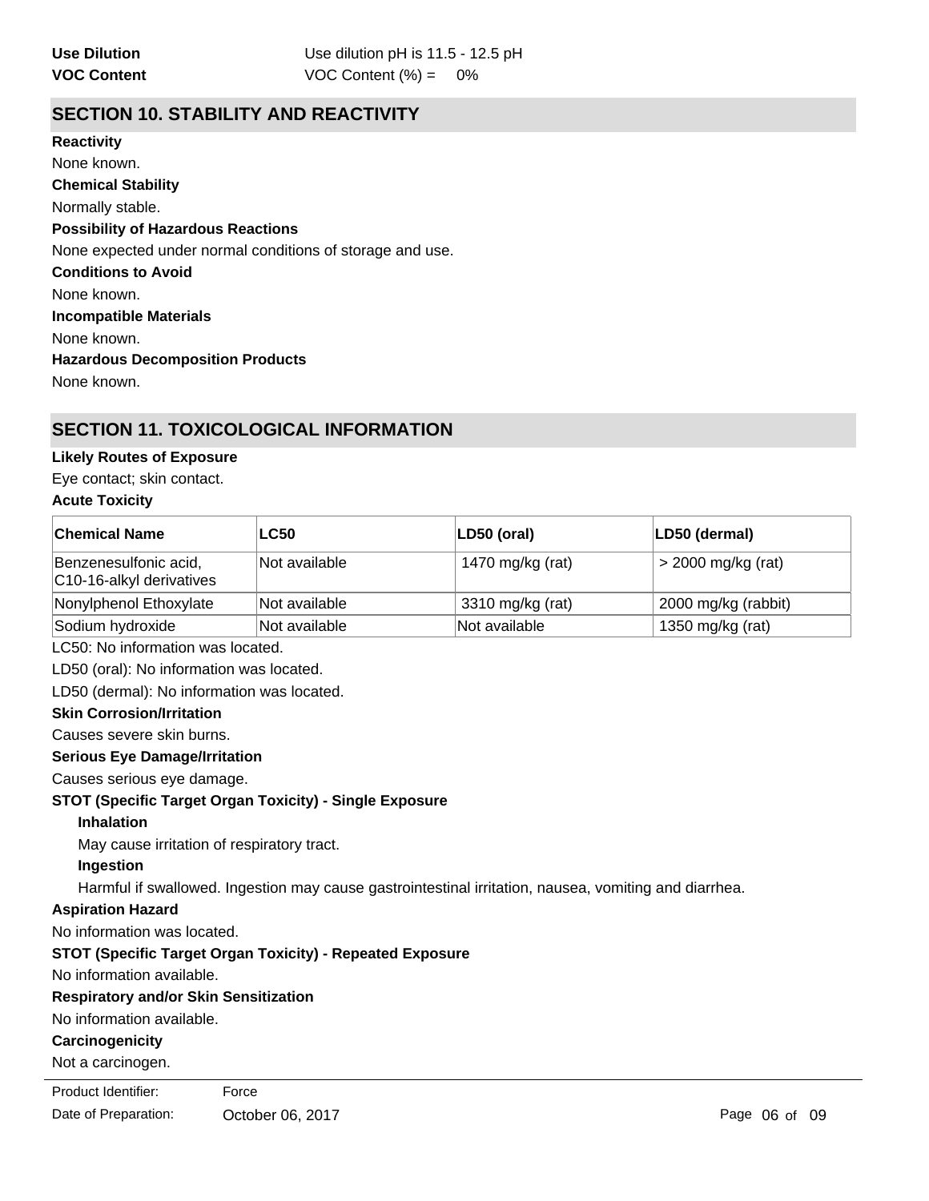**Use Dilution** Use dilution pH is 11.5 - 12.5 pH

**VOC Content** VOC Content (%) = 0%

## SECTION 10. STABILITY AND REACTIVITY

**Reactivity**

None known.

**Chemical Stability**

Normally stable.

**Possibility of Hazardous Reactions**

None expected under normal conditions of storage and use.

**Conditions to Avoid**

None known.

**Incompatible Materials**

None known.

**Hazardous Decomposition Products**

None known.

## SECTION 11. TOXICOLOGICAL INFORMATION

**Likely Routes of Exposure**

Eye contact; skin contact.

**Acute Toxicity**

| Chemical Name | LC50 | LD50 (oral) | LD50 (dermal) |
|---|---|---|---|
| Benzenesulfonic acid, C10-16-alkyl derivatives | Not available | 1470 mg/kg (rat) | > 2000 mg/kg (rat) |
| Nonylphenol Ethoxylate | Not available | 3310 mg/kg (rat) | 2000 mg/kg (rabbit) |
| Sodium hydroxide | Not available | Not available | 1350 mg/kg (rat) |

LC50: No information was located.

LD50 (oral): No information was located.

LD50 (dermal): No information was located.

**Skin Corrosion/Irritation**

Causes severe skin burns.

**Serious Eye Damage/Irritation**

Causes serious eye damage.

**STOT (Specific Target Organ Toxicity) - Single Exposure**

**Inhalation**

May cause irritation of respiratory tract.

**Ingestion**

Harmful if swallowed. Ingestion may cause gastrointestinal irritation, nausea, vomiting and diarrhea.

**Aspiration Hazard**

No information was located.

**STOT (Specific Target Organ Toxicity) - Repeated Exposure**

No information available.

**Respiratory and/or Skin Sensitization**

No information available.

**Carcinogenicity**

Not a carcinogen.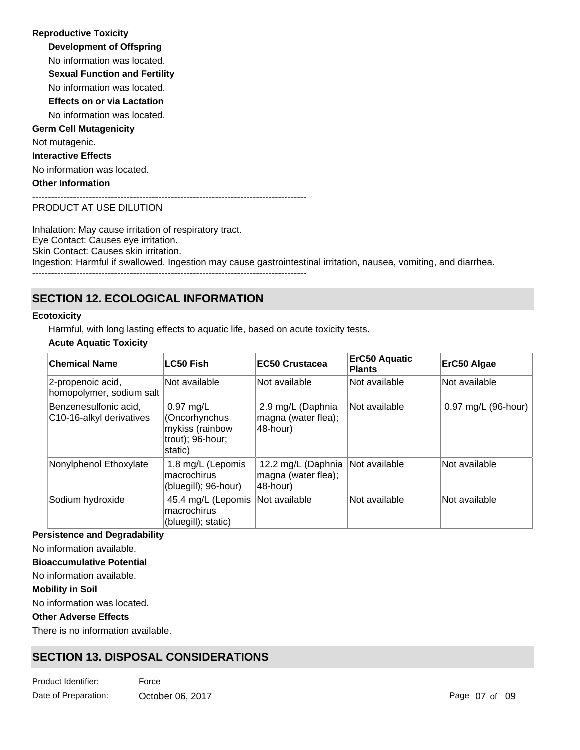**Reproductive Toxicity**

**Development of Offspring**

No information was located.

**Sexual Function and Fertility**

No information was located.

**Effects on or via Lactation**

No information was located.

**Germ Cell Mutagenicity**

Not mutagenic.

**Interactive Effects**

No information was located.

**Other Information**

--------------------------------------------------------------------------------------

PRODUCT AT USE DILUTION

Inhalation: May cause irritation of respiratory tract.
Eye Contact: Causes eye irritation.
Skin Contact: Causes skin irritation.
Ingestion: Harmful if swallowed. Ingestion may cause gastrointestinal irritation, nausea, vomiting, and diarrhea.

--------------------------------------------------------------------------------------

## SECTION 12. ECOLOGICAL INFORMATION

**Ecotoxicity**

Harmful, with long lasting effects to aquatic life, based on acute toxicity tests.

**Acute Aquatic Toxicity**

| Chemical Name | LC50 Fish | EC50 Crustacea | ErC50 Aquatic Plants | ErC50 Algae |
|---|---|---|---|---|
| 2-propenoic acid, homopolymer, sodium salt | Not available | Not available | Not available | Not available |
| Benzenesulfonic acid, C10-16-alkyl derivatives | 0.97 mg/L (Oncorhynchus mykiss (rainbow trout); 96-hour; static) | 2.9 mg/L (Daphnia magna (water flea); 48-hour) | Not available | 0.97 mg/L (96-hour) |
| Nonylphenol Ethoxylate | 1.8 mg/L (Lepomis macrochirus (bluegill); 96-hour) | 12.2 mg/L (Daphnia magna (water flea); 48-hour) | Not available | Not available |
| Sodium hydroxide | 45.4 mg/L (Lepomis macrochirus (bluegill); static) | Not available | Not available | Not available |

**Persistence and Degradability**

No information available.

**Bioaccumulative Potential**

No information available.

**Mobility in Soil**

No information was located.

**Other Adverse Effects**

There is no information available.

## SECTION 13. DISPOSAL CONSIDERATIONS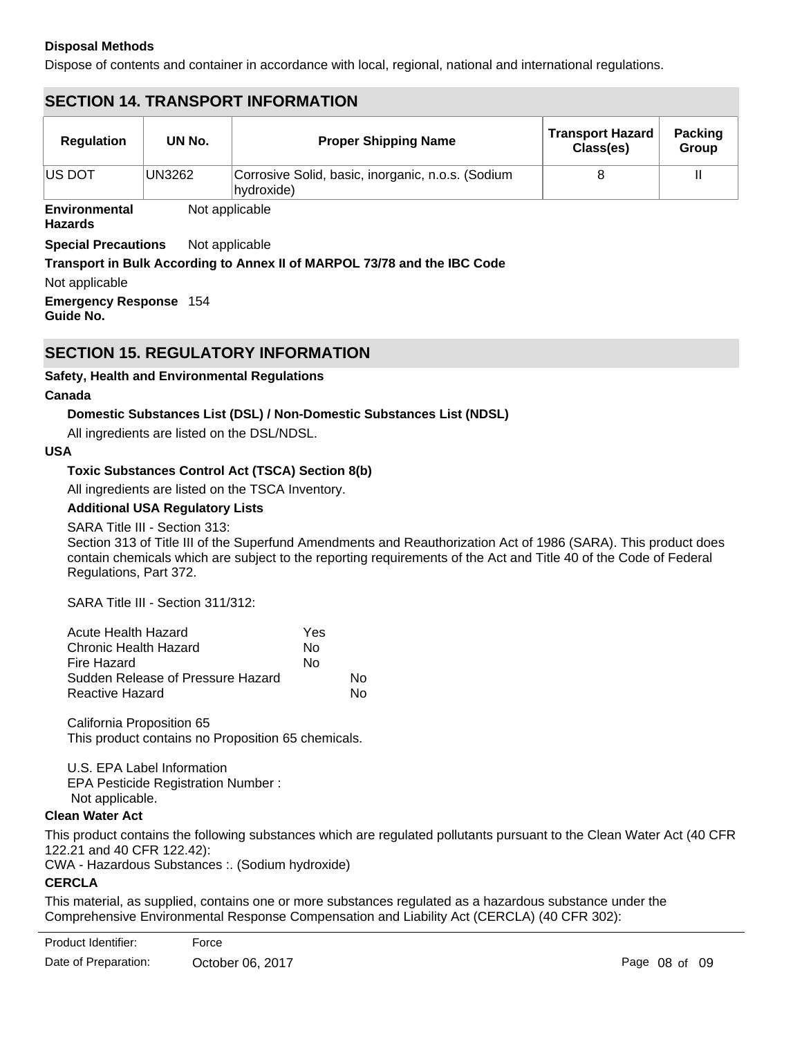**Disposal Methods**

Dispose of contents and container in accordance with local, regional, national and international regulations.

## SECTION 14. TRANSPORT INFORMATION

| Regulation | UN No. | Proper Shipping Name | Transport Hazard Class(es) | Packing Group |
|---|---|---|---|---|
| US DOT | UN3262 | Corrosive Solid, basic, inorganic, n.o.s. (Sodium hydroxide) | 8 | II |

**Environmental Hazards** Not applicable

**Special Precautions** Not applicable

**Transport in Bulk According to Annex II of MARPOL 73/78 and the IBC Code**

Not applicable

**Emergency Response Guide No.** 154

## SECTION 15. REGULATORY INFORMATION

**Safety, Health and Environmental Regulations**

**Canada**

**Domestic Substances List (DSL) / Non-Domestic Substances List (NDSL)**

All ingredients are listed on the DSL/NDSL.

**USA**

**Toxic Substances Control Act (TSCA) Section 8(b)**

All ingredients are listed on the TSCA Inventory.

**Additional USA Regulatory Lists**

SARA Title III - Section 313:
Section 313 of Title III of the Superfund Amendments and Reauthorization Act of 1986 (SARA). This product does contain chemicals which are subject to the reporting requirements of the Act and Title 40 of the Code of Federal Regulations, Part 372.

SARA Title III - Section 311/312:

| | |
|---|---|
| Acute Health Hazard | Yes |
| Chronic Health Hazard | No |
| Fire Hazard | No |
| Sudden Release of Pressure Hazard | No |
| Reactive Hazard | No |

California Proposition 65
This product contains no Proposition 65 chemicals.

U.S. EPA Label Information
EPA Pesticide Registration Number :
Not applicable.

**Clean Water Act**

This product contains the following substances which are regulated pollutants pursuant to the Clean Water Act (40 CFR 122.21 and 40 CFR 122.42):
CWA - Hazardous Substances :. (Sodium hydroxide)

**CERCLA**

This material, as supplied, contains one or more substances regulated as a hazardous substance under the Comprehensive Environmental Response Compensation and Liability Act (CERCLA) (40 CFR 302):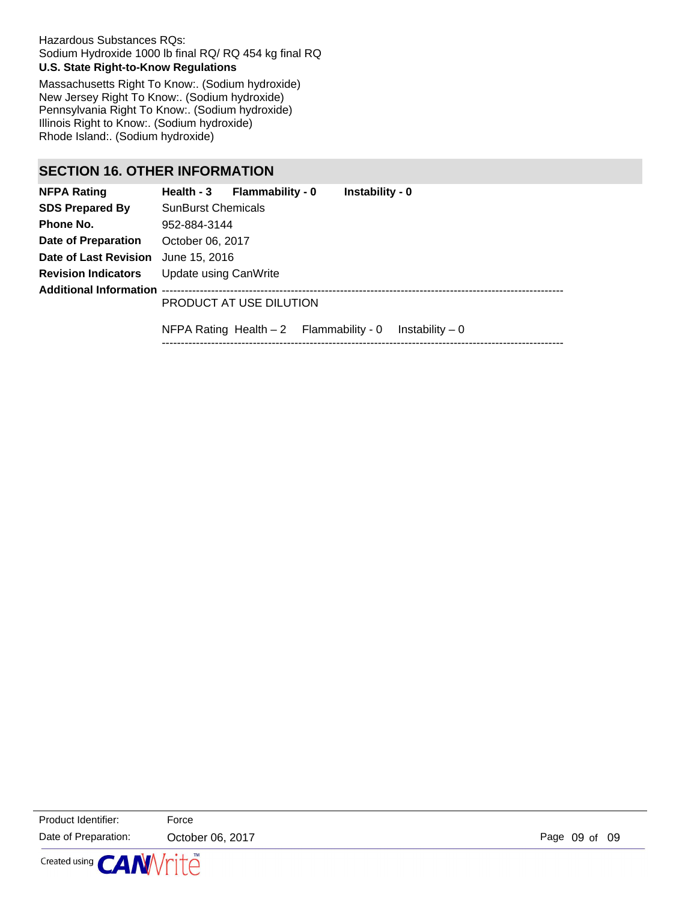Hazardous Substances RQs:
Sodium Hydroxide 1000 lb final RQ/ RQ 454 kg final RQ

**U.S. State Right-to-Know Regulations**

Massachusetts Right To Know:. (Sodium hydroxide)
New Jersey Right To Know:. (Sodium hydroxide)
Pennsylvania Right To Know:. (Sodium hydroxide)
Illinois Right to Know:. (Sodium hydroxide)
Rhode Island:. (Sodium hydroxide)

## SECTION 16. OTHER INFORMATION

**NFPA Rating** **Health - 3** **Flammability - 0** **Instability - 0**

**SDS Prepared By** SunBurst Chemicals

**Phone No.** 952-884-3144

**Date of Preparation** October 06, 2017

**Date of Last Revision** June 15, 2016

**Revision Indicators** Update using CanWrite

**Additional Information** ------------------------------------------------------------------------------------------------------

PRODUCT AT USE DILUTION

NFPA Rating Health – 2 Flammability - 0 Instability – 0

------------------------------------------------------------------------------------------------------